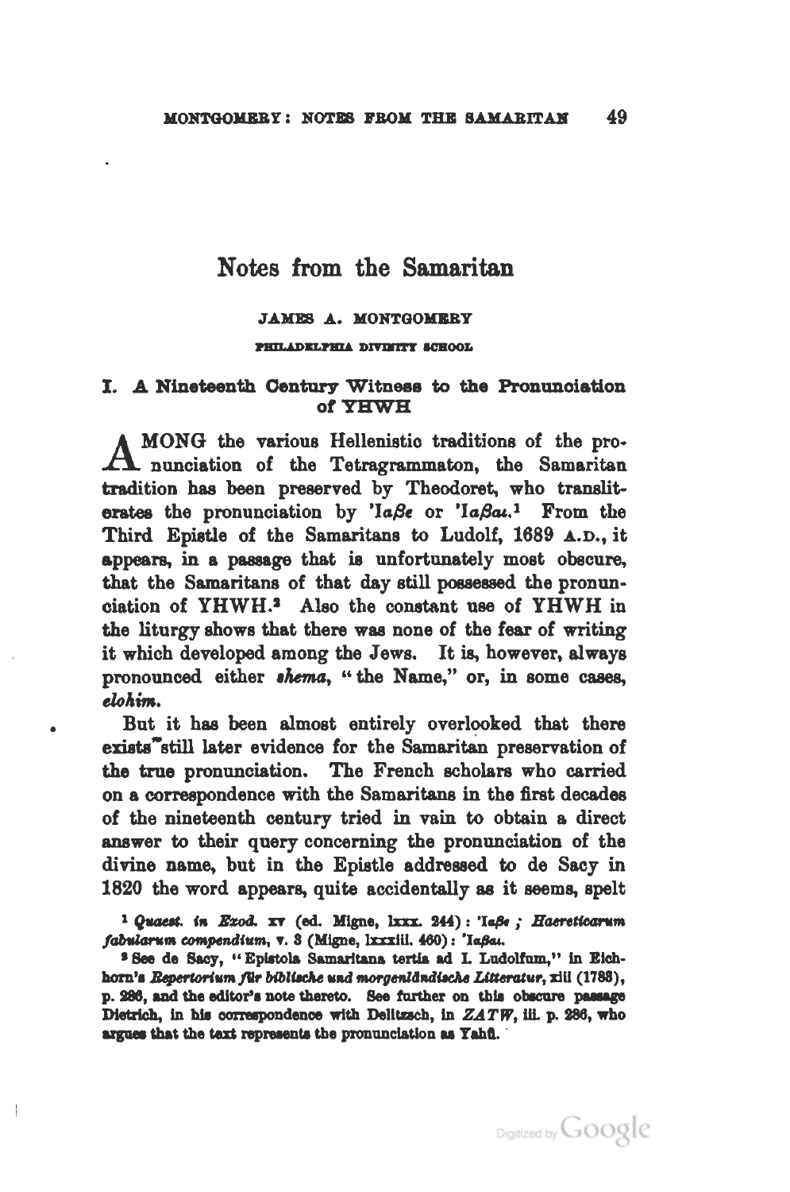# Notes from the Samaritan

JAMES A. MONTGOMERY

PHILADELPHIA DIVINITY SCHOOL

## I. A Nineteenth Century Witness to the Pronunciation of YHWH

AMONG the various Hellenistic traditions of the pronunciation of the Tetragrammaton, the Samaritan tradition has been preserved by Theodoret, who transliterates the pronunciation by Ἰαβε or Ἰαβαι.[1] From the Third Epistle of the Samaritans to Ludolf, 1689 A.D., it appears, in a passage that is unfortunately most obscure, that the Samaritans of that day still possessed the pronunciation of YHWH.[2] Also the constant use of YHWH in the liturgy shows that there was none of the fear of writing it which developed among the Jews. It is, however, always pronounced either *shema*, "the Name," or, in some cases, *elohim*.

But it has been almost entirely overlooked that there exists still later evidence for the Samaritan preservation of the true pronunciation. The French scholars who carried on a correspondence with the Samaritans in the first decades of the nineteenth century tried in vain to obtain a direct answer to their query concerning the pronunciation of the divine name, but in the Epistle addressed to de Sacy in 1820 the word appears, quite accidentally as it seems, spelt

[1] *Quaest. in Exod.* xv (ed. Migne, lxxx. 244): Ἰαβε; *Haereticarum fabularum compendium*, v. 3 (Migne, lxxxiii. 460): Ἰαβαι.

[2] See de Sacy, "Epistola Samaritana tertia ad I. Ludolfum," in Eichhorn's *Repertorium für biblische und morgenländische Litteratur*, xiii (1783), p. 286, and the editor's note thereto. See further on this obscure passage Dietrich, in his correspondence with Delitzsch, in *ZATW*, iii. p. 286, who argues that the text represents the pronunciation as Yahû.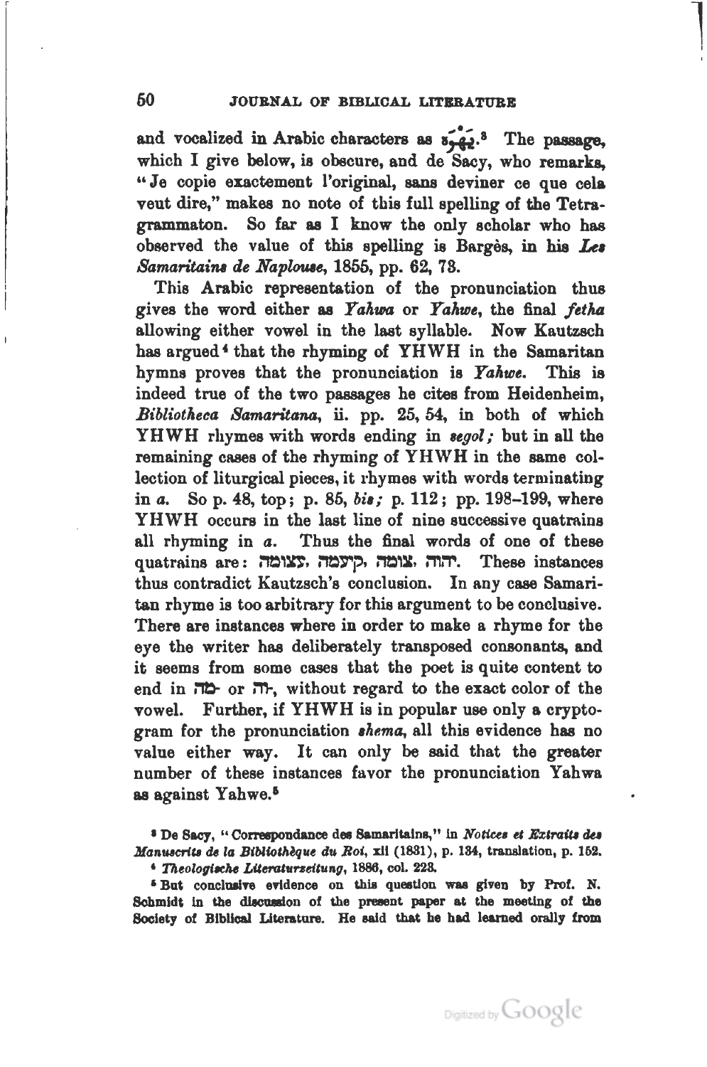and vocalized in Arabic characters as يَهْوَة.[3] The passage, which I give below, is obscure, and de Sacy, who remarks, "Je copie exactement l'original, sans deviner ce que cela veut dire," makes no note of this full spelling of the Tetragrammaton. So far as I know the only scholar who has observed the value of this spelling is Bargès, in his *Les Samaritains de Naplouse*, 1855, pp. 62, 73.

This Arabic representation of the pronunciation thus gives the word either as *Yahwa* or *Yahwe*, the final *fetha* allowing either vowel in the last syllable. Now Kautzsch has argued[4] that the rhyming of YHWH in the Samaritan hymns proves that the pronunciation is *Yahwe*. This is indeed true of the two passages he cites from Heidenheim, *Bibliotheca Samaritana*, ii. pp. 25, 54, in both of which YHWH rhymes with words ending in *segol;* but in all the remaining cases of the rhyming of YHWH in the same collection of liturgical pieces, it rhymes with words terminating in *a*. So p. 48, top; p. 85, *bis;* p. 112; pp. 198–199, where YHWH occurs in the last line of nine successive quatrains all rhyming in *a*. Thus the final words of one of these quatrains are: יהוה, צומה, קיעמה, צצומה. These instances thus contradict Kautzsch's conclusion. In any case Samaritan rhyme is too arbitrary for this argument to be conclusive. There are instances where in order to make a rhyme for the eye the writer has deliberately transposed consonants, and it seems from some cases that the poet is quite content to end in מה- or וה-, without regard to the exact color of the vowel. Further, if YHWH is in popular use only a cryptogram for the pronunciation *shema*, all this evidence has no value either way. It can only be said that the greater number of these instances favor the pronunciation Yahwa as against Yahwe.[5]

[3] De Sacy, "Correspondance des Samaritains," in *Notices et Extraits des Manuscrits de la Bibliothèque du Roi*, xii (1831), p. 134, translation, p. 152.

[4] *Theologische Literaturzeitung*, 1886, col. 223.

[5] But conclusive evidence on this question was given by Prof. N. Schmidt in the discussion of the present paper at the meeting of the Society of Biblical Literature. He said that he had learned orally from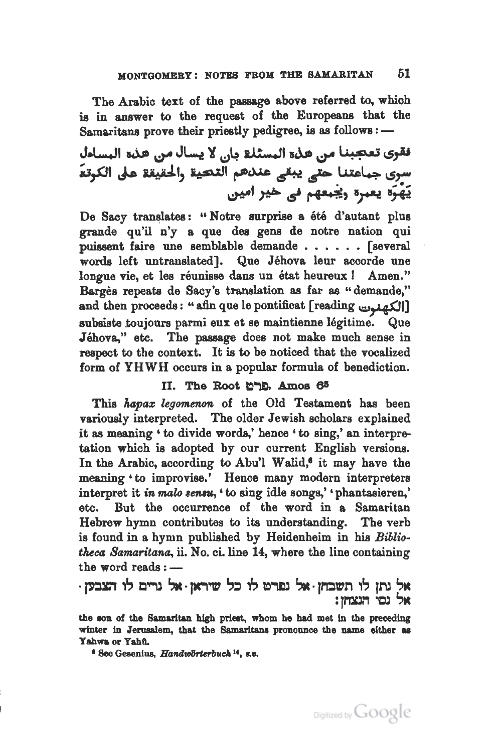The Arabic text of the passage above referred to, which is in answer to the request of the Europeans that the Samaritans prove their priestly pedigree, is as follows: —

فقوى تعجبنا من هذه المسئلة بان لا يسال من هذه المسائل سوى جماعتنا حتى يبقى عندهم التحية والحقيقة على الكوتة يَهْوَه يعمره ويجمعهم فى خير امين

De Sacy translates: "Notre surprise a été d'autant plus grande qu'il n'y a que des gens de notre nation qui puissent faire une semblable demande . . . . . . [several words left untranslated]. Que Jéhova leur accorde une longue vie, et les réunisse dans un état heureux! Amen." Bargès repeats de Sacy's translation as far as "demande," and then proceeds: "afin que le pontificat [reading الكهنوت] subsiste toujours parmi eux et se maintienne légitime. Que Jéhova," etc. The passage does not make much sense in respect to the context. It is to be noticed that the vocalized form of YHWH occurs in a popular formula of benediction.

### II. The Root פרט, Amos 6[5]

This *hapax legomenon* of the Old Testament has been variously interpreted. The older Jewish scholars explained it as meaning 'to divide words,' hence 'to sing,' an interpretation which is adopted by our current English versions. In the Arabic, according to Abu'l Walid,[6] it may have the meaning 'to improvise.' Hence many modern interpreters interpret it *in malo sensu*, 'to sing idle songs,' 'phantasieren,' etc. But the occurrence of the word in a Samaritan Hebrew hymn contributes to its understanding. The verb is found in a hymn published by Heidenheim in his *Bibliotheca Samaritana*, ii. No. ci. line 14, where the line containing the word reads: —

אל נתן לו תשבחן · אל נפרט לו כל שיראן · אל נרים לו הצבען ·
אל נסי הנצחן:

the son of the Samaritan high priest, whom he had met in the preceding winter in Jerusalem, that the Samaritans pronounce the name either as Yahwa or Yahû.

[6] See Gesenius, *Handwörterbuch*[14], *s.v.*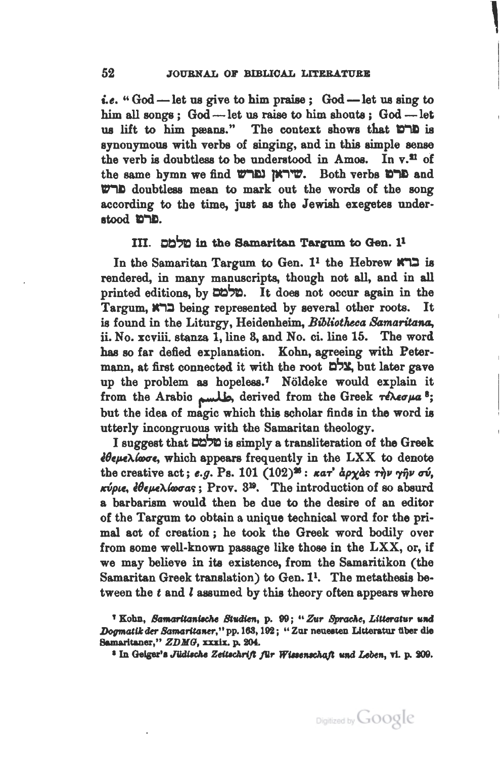*i.e.* "God — let us give to him praise; God — let us sing to him all songs; God — let us raise to him shouts; God — let us lift to him pæans." The context shows that פרט is synonymous with verbs of singing, and in this simple sense the verb is doubtless to be understood in Amos. In v.[21] of the same hymn we find שיראן נפרש. Both verbs פרט and פרש doubtless mean to mark out the words of the song according to the time, just as the Jewish exegetes understood פרט.

### III. טלמס in the Samaritan Targum to Gen. 1[1]

In the Samaritan Targum to Gen. 1[1] the Hebrew ברא is rendered, in many manuscripts, though not all, and in all printed editions, by טלמס. It does not occur again in the Targum, ברא being represented by several other roots. It is found in the Liturgy, Heidenheim, *Bibliotheca Samaritana*, ii. No. xcviii. stanza 1, line 8, and No. ci. line 15. The word has so far defied explanation. Kohn, agreeing with Petermann, at first connected it with the root צלם, but later gave up the problem as hopeless.[7] Nöldeke would explain it from the Arabic طلسم, derived from the Greek τέλεσμα [8]; but the idea of magic which this scholar finds in the word is utterly incongruous with the Samaritan theology.

I suggest that טלמס is simply a transliteration of the Greek ἐθεμελίωσε, which appears frequently in the LXX to denote the creative act; *e.g.* Ps. 101 (102)[26]: κατ' ἀρχὰς τὴν γῆν σύ, κύριε, ἐθεμελίωσας; Prov. 3[19]. The introduction of so absurd a barbarism would then be due to the desire of an editor of the Targum to obtain a unique technical word for the primal act of creation; he took the Greek word bodily over from some well-known passage like those in the LXX, or, if we may believe in its existence, from the Samaritikon (the Samaritan Greek translation) to Gen. 1[1]. The metathesis between the *t* and *l* assumed by this theory often appears where

---

[7] Kohn, *Samaritanische Studien*, p. 99; "*Zur Sprache, Litteratur und Dogmatik der Samaritaner*," pp. 163, 192; "Zur neuesten Litteratur über die Samaritaner," *ZDMG*, xxxix. p. 204.

[8] In Geiger's *Jüdische Zeitschrift für Wissenschaft und Leben*, vi. p. 209.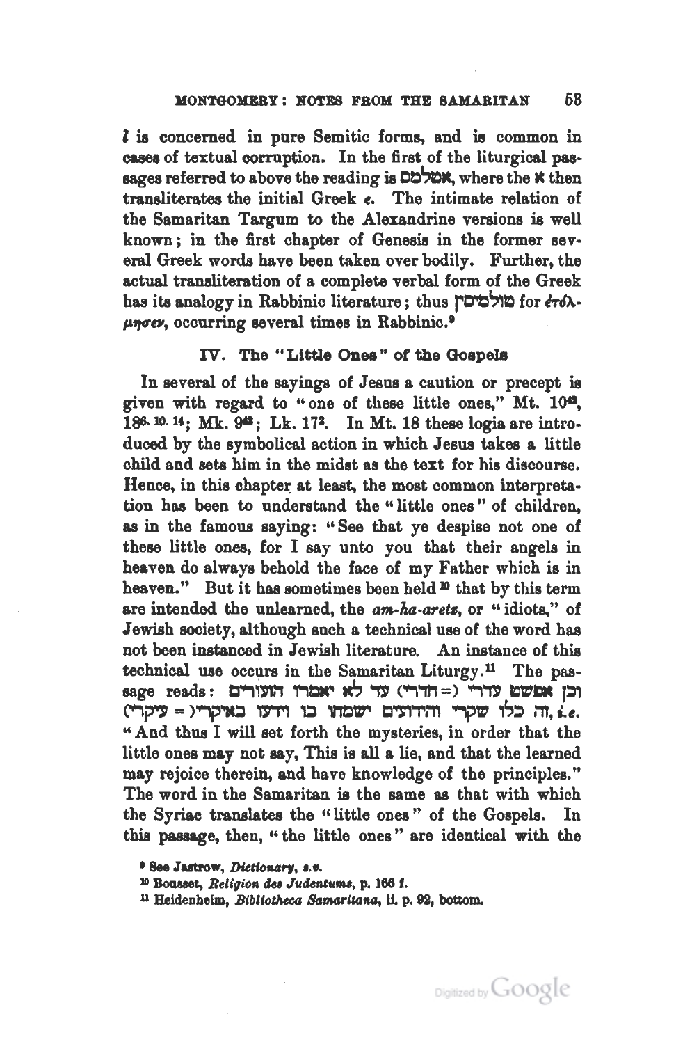*l* is concerned in pure Semitic forms, and is common in cases of textual corruption. In the first of the liturgical passages referred to above the reading is אמלמס, where the א then transliterates the initial Greek ε. The intimate relation of the Samaritan Targum to the Alexandrine versions is well known; in the first chapter of Genesis in the former several Greek words have been taken over bodily. Further, the actual transliteration of a complete verbal form of the Greek has its analogy in Rabbinic literature; thus טולמיסין for ἐτόλμησεν, occurring several times in Rabbinic.[9]

### IV. The "Little Ones" of the Gospels

In several of the sayings of Jesus a caution or precept is given with regard to "one of these little ones," Mt. 10[42], 18[6. 10. 14]; Mk. 9[42]; Lk. 17[2]. In Mt. 18 these logia are introduced by the symbolical action in which Jesus takes a little child and sets him in the midst as the text for his discourse. Hence, in this chapter at least, the most common interpretation has been to understand the "little ones" of children, as in the famous saying: "See that ye despise not one of these little ones, for I say unto you that their angels in heaven do always behold the face of my Father which is in heaven." But it has sometimes been held[10] that by this term are intended the unlearned, the *am-ha-aretz*, or "idiots," of Jewish society, although such a technical use of the word has not been instanced in Jewish literature. An instance of this technical use occurs in the Samaritan Liturgy.[11] The passage reads: וכן אפשט עדרי (=חדרי) עד לא יאמרו הזעורים זה כלו שקרי והידועים ישמחו בו וידעו באיקרי (=עיקרי), *i.e.* "And thus I will set forth the mysteries, in order that the little ones may not say, This is all a lie, and that the learned may rejoice therein, and have knowledge of the principles." The word in the Samaritan is the same as that with which the Syriac translates the "little ones" of the Gospels. In this passage, then, "the little ones" are identical with the

---

[9] See Jastrow, *Dictionary*, *s.v.*

[10] Bousset, *Religion des Judentums*, p. 166 f.

[11] Heidenheim, *Bibliotheca Samaritana*, ii. p. 92, bottom.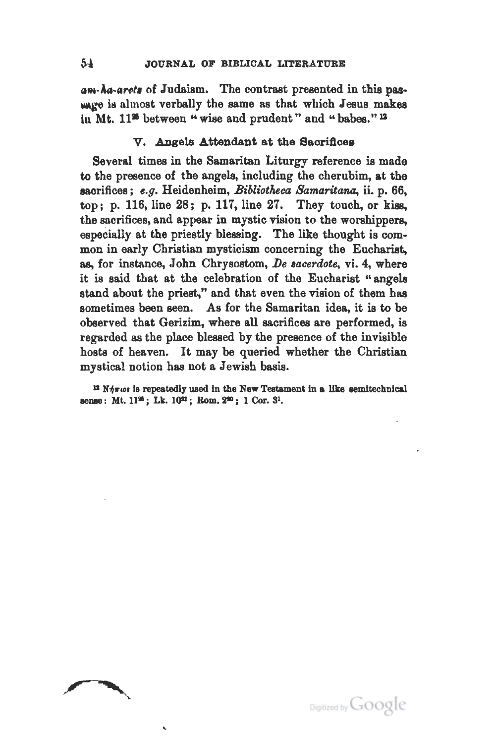*am-ha-arets* of Judaism. The contrast presented in this passage is almost verbally the same as that which Jesus makes in Mt. 11[25] between "wise and prudent" and "babes."[12]

### V. Angels Attendant at the Sacrifices

Several times in the Samaritan Liturgy reference is made to the presence of the angels, including the cherubim, at the sacrifices; *e.g.* Heidenheim, *Bibliotheca Samaritana*, ii. p. 66, top; p. 116, line 28; p. 117, line 27. They touch, or kiss, the sacrifices, and appear in mystic vision to the worshippers, especially at the priestly blessing. The like thought is common in early Christian mysticism concerning the Eucharist, as, for instance, John Chrysostom, *De sacerdote*, vi. 4, where it is said that at the celebration of the Eucharist "angels stand about the priest," and that even the vision of them has sometimes been seen. As for the Samaritan idea, it is to be observed that Gerizim, where all sacrifices are performed, is regarded as the place blessed by the presence of the invisible hosts of heaven. It may be queried whether the Christian mystical notion has not a Jewish basis.

[12] Νήπιοι is repeatedly used in the New Testament in a like semitechnical sense: Mt. 11[25]; Lk. 10[21]; Rom. 2[20]; 1 Cor. 3[1].